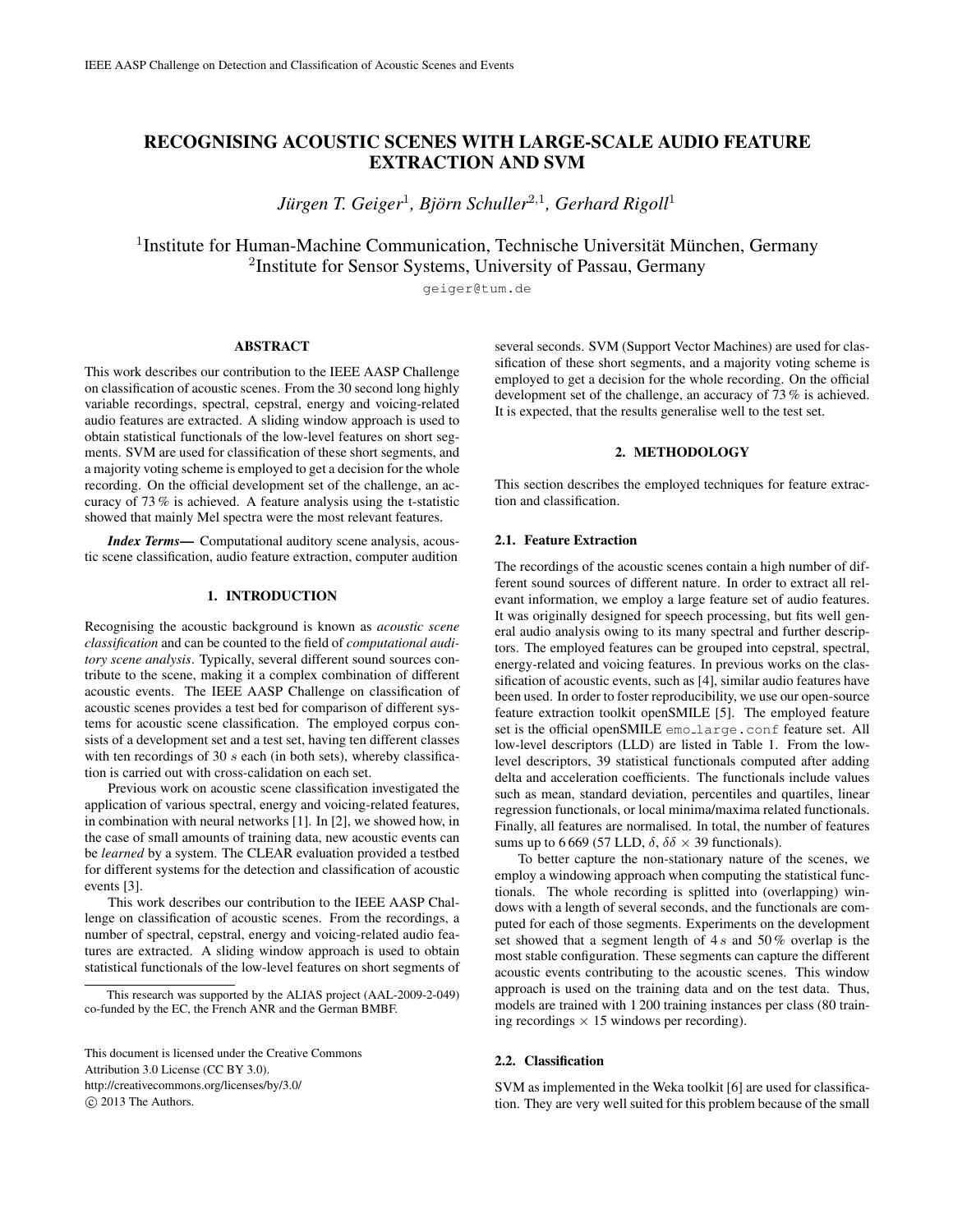# RECOGNISING ACOUSTIC SCENES WITH LARGE-SCALE AUDIO FEATURE EXTRACTION AND SVM

*Jürgen T. Geiger*[1], *Björn Schuller*[2,1], *Gerhard Rigoll*[1]

[1]Institute for Human-Machine Communication, Technische Universität München, Germany
[2]Institute for Sensor Systems, University of Passau, Germany

geiger@tum.de

## ABSTRACT

This work describes our contribution to the IEEE AASP Challenge on classification of acoustic scenes. From the 30 second long highly variable recordings, spectral, cepstral, energy and voicing-related audio features are extracted. A sliding window approach is used to obtain statistical functionals of the low-level features on short segments. SVM are used for classification of these short segments, and a majority voting scheme is employed to get a decision for the whole recording. On the official development set of the challenge, an accuracy of 73 % is achieved. A feature analysis using the t-statistic showed that mainly Mel spectra were the most relevant features.

***Index Terms***— Computational auditory scene analysis, acoustic scene classification, audio feature extraction, computer audition

## 1. INTRODUCTION

Recognising the acoustic background is known as *acoustic scene classification* and can be counted to the field of *computational auditory scene analysis*. Typically, several different sound sources contribute to the scene, making it a complex combination of different acoustic events. The IEEE AASP Challenge on classification of acoustic scenes provides a test bed for comparison of different systems for acoustic scene classification. The employed corpus consists of a development set and a test set, having ten different classes with ten recordings of 30 *s* each (in both sets), whereby classification is carried out with cross-calidation on each set.

Previous work on acoustic scene classification investigated the application of various spectral, energy and voicing-related features, in combination with neural networks [1]. In [2], we showed how, in the case of small amounts of training data, new acoustic events can be *learned* by a system. The CLEAR evaluation provided a testbed for different systems for the detection and classification of acoustic events [3].

This work describes our contribution to the IEEE AASP Challenge on classification of acoustic scenes. From the recordings, a number of spectral, cepstral, energy and voicing-related audio features are extracted. A sliding window approach is used to obtain statistical functionals of the low-level features on short segments of several seconds. SVM (Support Vector Machines) are used for classification of these short segments, and a majority voting scheme is employed to get a decision for the whole recording. On the official development set of the challenge, an accuracy of 73 % is achieved. It is expected, that the results generalise well to the test set.

This research was supported by the ALIAS project (AAL-2009-2-049) co-funded by the EC, the French ANR and the German BMBF.

This document is licensed under the Creative Commons Attribution 3.0 License (CC BY 3.0).
http://creativecommons.org/licenses/by/3.0/
© 2013 The Authors.

## 2. METHODOLOGY

This section describes the employed techniques for feature extraction and classification.

### 2.1. Feature Extraction

The recordings of the acoustic scenes contain a high number of different sound sources of different nature. In order to extract all relevant information, we employ a large feature set of audio features. It was originally designed for speech processing, but fits well general audio analysis owing to its many spectral and further descriptors. The employed features can be grouped into cepstral, spectral, energy-related and voicing features. In previous works on the classification of acoustic events, such as [4], similar audio features have been used. In order to foster reproducibility, we use our open-source feature extraction toolkit openSMILE [5]. The employed feature set is the official openSMILE `emo_large.conf` feature set. All low-level descriptors (LLD) are listed in Table 1. From the low-level descriptors, 39 statistical functionals computed after adding delta and acceleration coefficients. The functionals include values such as mean, standard deviation, percentiles and quartiles, linear regression functionals, or local minima/maxima related functionals. Finally, all features are normalised. In total, the number of features sums up to 6 669 (57 LLD, $\delta$, $\delta\delta$ $\times$ 39 functionals).

To better capture the non-stationary nature of the scenes, we employ a windowing approach when computing the statistical functionals. The whole recording is splitted into (overlapping) windows with a length of several seconds, and the functionals are computed for each of those segments. Experiments on the development set showed that a segment length of 4 *s* and 50 % overlap is the most stable configuration. These segments can capture the different acoustic events contributing to the acoustic scenes. This window approach is used on the training data and on the test data. Thus, models are trained with 1 200 training instances per class (80 training recordings $\times$ 15 windows per recording).

### 2.2. Classification

SVM as implemented in the Weka toolkit [6] are used for classification. They are very well suited for this problem because of the small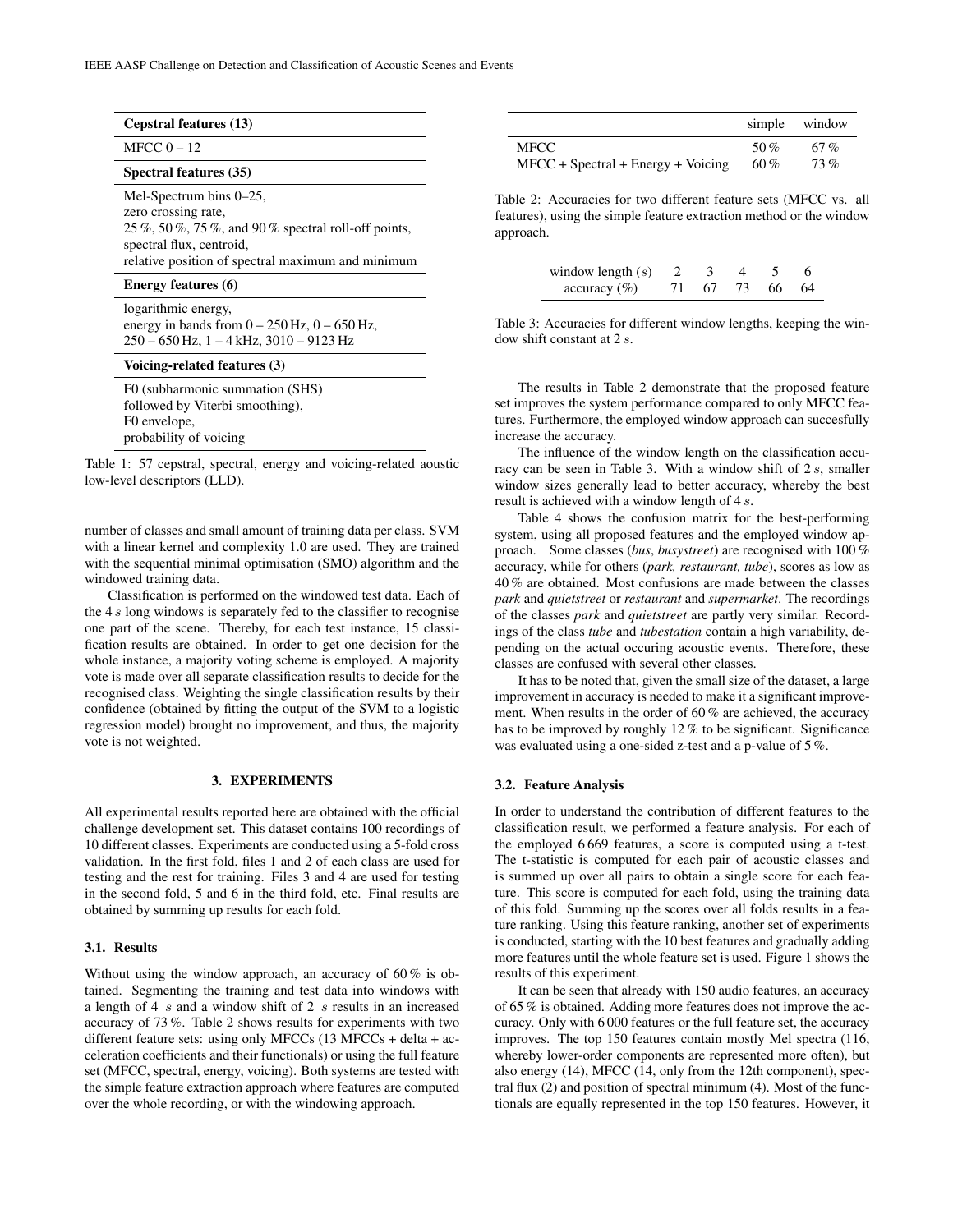| Cepstral features (13) |
|---|
| MFCC 0 – 12 |
| **Spectral features (35)** |
| Mel-Spectrum bins 0–25, zero crossing rate, 25 %, 50 %, 75 %, and 90 % spectral roll-off points, spectral flux, centroid, relative position of spectral maximum and minimum |
| **Energy features (6)** |
| logarithmic energy, energy in bands from 0 – 250 Hz, 0 – 650 Hz, 250 – 650 Hz, 1 – 4 kHz, 3010 – 9123 Hz |
| **Voicing-related features (3)** |
| F0 (subharmonic summation (SHS) followed by Viterbi smoothing), F0 envelope, probability of voicing |

Table 1: 57 cepstral, spectral, energy and voicing-related aoustic low-level descriptors (LLD).

number of classes and small amount of training data per class. SVM with a linear kernel and complexity 1.0 are used. They are trained with the sequential minimal optimisation (SMO) algorithm and the windowed training data.

Classification is performed on the windowed test data. Each of the 4 $s$ long windows is separately fed to the classifier to recognise one part of the scene. Thereby, for each test instance, 15 classification results are obtained. In order to get one decision for the whole instance, a majority voting scheme is employed. A majority vote is made over all separate classification results to decide for the recognised class. Weighting the single classification results by their confidence (obtained by fitting the output of the SVM to a logistic regression model) brought no improvement, and thus, the majority vote is not weighted.

## 3. EXPERIMENTS

All experimental results reported here are obtained with the official challenge development set. This dataset contains 100 recordings of 10 different classes. Experiments are conducted using a 5-fold cross validation. In the first fold, files 1 and 2 of each class are used for testing and the rest for training. Files 3 and 4 are used for testing in the second fold, 5 and 6 in the third fold, etc. Final results are obtained by summing up results for each fold.

### 3.1. Results

Without using the window approach, an accuracy of 60 % is obtained. Segmenting the training and test data into windows with a length of 4 $s$ and a window shift of 2 $s$ results in an increased accuracy of 73 %. Table 2 shows results for experiments with two different feature sets: using only MFCCs (13 MFCCs + delta + acceleration coefficients and their functionals) or using the full feature set (MFCC, spectral, energy, voicing). Both systems are tested with the simple feature extraction approach where features are computed over the whole recording, or with the windowing approach.

| | simple | window |
|---|---|---|
| MFCC | 50 % | 67 % |
| MFCC + Spectral + Energy + Voicing | 60 % | 73 % |

Table 2: Accuracies for two different feature sets (MFCC vs. all features), using the simple feature extraction method or the window approach.

| window length ($s$) | 2 | 3 | 4 | 5 | 6 |
|---|---|---|---|---|---|
| accuracy (%) | 71 | 67 | 73 | 66 | 64 |

Table 3: Accuracies for different window lengths, keeping the window shift constant at 2 $s$.

The results in Table 2 demonstrate that the proposed feature set improves the system performance compared to only MFCC features. Furthermore, the employed window approach can succesfully increase the accuracy.

The influence of the window length on the classification accuracy can be seen in Table 3. With a window shift of 2 $s$, smaller window sizes generally lead to better accuracy, whereby the best result is achieved with a window length of 4 $s$.

Table 4 shows the confusion matrix for the best-performing system, using all proposed features and the employed window approach. Some classes (*bus*, *busystreet*) are recognised with 100 % accuracy, while for others (*park, restaurant, tube*), scores as low as 40 % are obtained. Most confusions are made between the classes *park* and *quietstreet* or *restaurant* and *supermarket*. The recordings of the classes *park* and *quietstreet* are partly very similar. Recordings of the class *tube* and *tubestation* contain a high variability, depending on the actual occuring acoustic events. Therefore, these classes are confused with several other classes.

It has to be noted that, given the small size of the dataset, a large improvement in accuracy is needed to make it a significant improvement. When results in the order of 60 % are achieved, the accuracy has to be improved by roughly 12 % to be significant. Significance was evaluated using a one-sided z-test and a p-value of 5 %.

### 3.2. Feature Analysis

In order to understand the contribution of different features to the classification result, we performed a feature analysis. For each of the employed 6 669 features, a score is computed using a t-test. The t-statistic is computed for each pair of acoustic classes and is summed up over all pairs to obtain a single score for each feature. This score is computed for each fold, using the training data of this fold. Summing up the scores over all folds results in a feature ranking. Using this feature ranking, another set of experiments is conducted, starting with the 10 best features and gradually adding more features until the whole feature set is used. Figure 1 shows the results of this experiment.

It can be seen that already with 150 audio features, an accuracy of 65 % is obtained. Adding more features does not improve the accuracy. Only with 6 000 features or the full feature set, the accuracy improves. The top 150 features contain mostly Mel spectra (116, whereby lower-order components are represented more often), but also energy (14), MFCC (14, only from the 12th component), spectral flux (2) and position of spectral minimum (4). Most of the functionals are equally represented in the top 150 features. However, it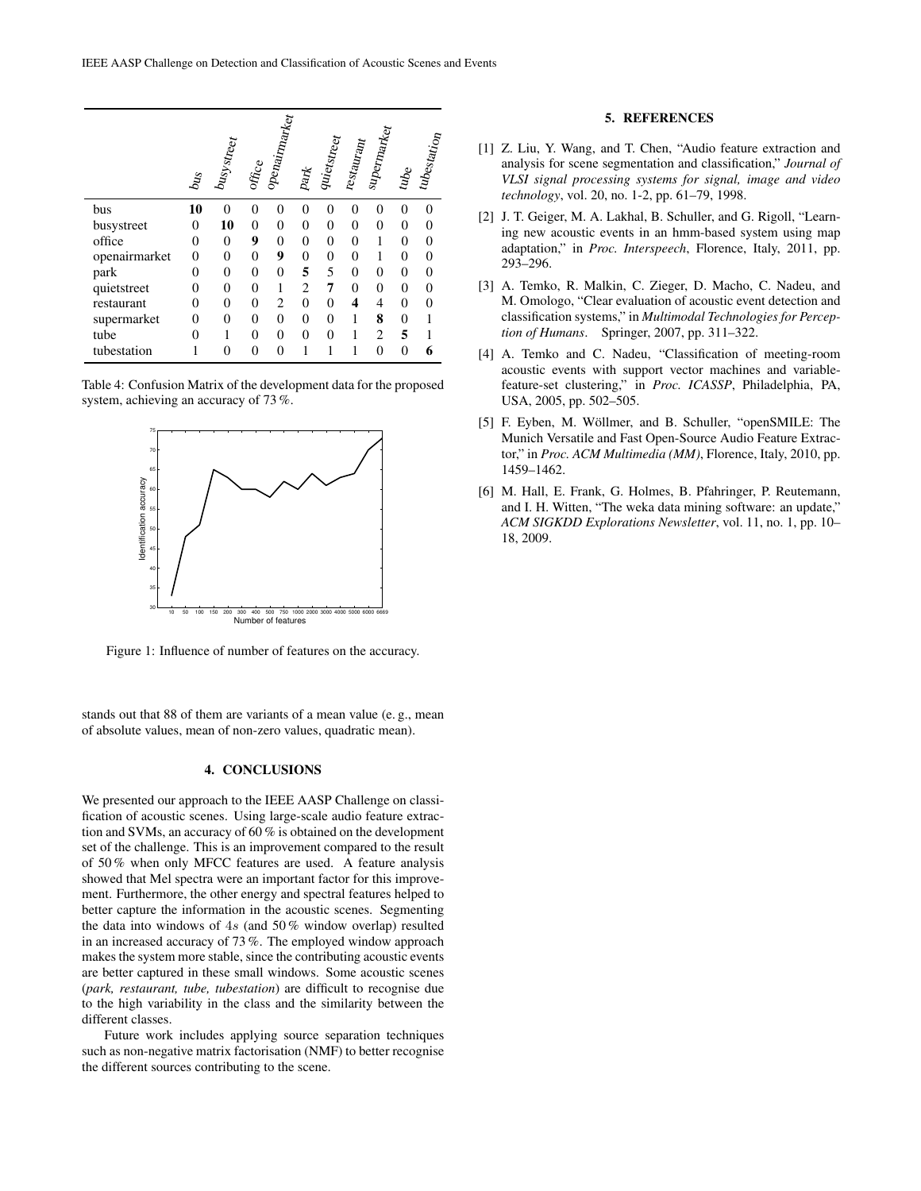| | bus | busystreet | office | openairmarket | park | quietstreet | restaurant | supermarket | tube | tubestation |
|---|---|---|---|---|---|---|---|---|---|---|
| bus | **10** | 0 | 0 | 0 | 0 | 0 | 0 | 0 | 0 | 0 |
| busystreet | 0 | **10** | 0 | 0 | 0 | 0 | 0 | 0 | 0 | 0 |
| office | 0 | 0 | **9** | 0 | 0 | 0 | 0 | 1 | 0 | 0 |
| openairmarket | 0 | 0 | 0 | **9** | 0 | 0 | 0 | 1 | 0 | 0 |
| park | 0 | 0 | 0 | 0 | **5** | 5 | 0 | 0 | 0 | 0 |
| quietstreet | 0 | 0 | 0 | 1 | 2 | **7** | 0 | 0 | 0 | 0 |
| restaurant | 0 | 0 | 0 | 2 | 0 | 0 | **4** | 4 | 0 | 0 |
| supermarket | 0 | 0 | 0 | 0 | 0 | 0 | 1 | **8** | 0 | 1 |
| tube | 0 | 1 | 0 | 0 | 0 | 0 | 1 | 2 | **5** | 1 |
| tubestation | 1 | 0 | 0 | 0 | 1 | 1 | 1 | 0 | 0 | **6** |

Table 4: Confusion Matrix of the development data for the proposed system, achieving an accuracy of 73 %.

Identification accuracy

Number of features

30 35 40 45 50 55 60 65 70 75

10 50 100 150 200 300 400 500 750 1000 2000 3000 4000 5000 6000 6669

Figure 1: Influence of number of features on the accuracy.

stands out that 88 of them are variants of a mean value (e. g., mean of absolute values, mean of non-zero values, quadratic mean).

## 4. CONCLUSIONS

We presented our approach to the IEEE AASP Challenge on classification of acoustic scenes. Using large-scale audio feature extraction and SVMs, an accuracy of 60 % is obtained on the development set of the challenge. This is an improvement compared to the result of 50 % when only MFCC features are used. A feature analysis showed that Mel spectra were an important factor for this improvement. Furthermore, the other energy and spectral features helped to better capture the information in the acoustic scenes. Segmenting the data into windows of $4s$ (and 50 % window overlap) resulted in an increased accuracy of 73 %. The employed window approach makes the system more stable, since the contributing acoustic events are better captured in these small windows. Some acoustic scenes (*park, restaurant, tube, tubestation*) are difficult to recognise due to the high variability in the class and the similarity between the different classes.

Future work includes applying source separation techniques such as non-negative matrix factorisation (NMF) to better recognise the different sources contributing to the scene.

## 5. REFERENCES

[1] Z. Liu, Y. Wang, and T. Chen, "Audio feature extraction and analysis for scene segmentation and classification," *Journal of VLSI signal processing systems for signal, image and video technology*, vol. 20, no. 1-2, pp. 61–79, 1998.

[2] J. T. Geiger, M. A. Lakhal, B. Schuller, and G. Rigoll, "Learning new acoustic events in an hmm-based system using map adaptation," in *Proc. Interspeech*, Florence, Italy, 2011, pp. 293–296.

[3] A. Temko, R. Malkin, C. Zieger, D. Macho, C. Nadeu, and M. Omologo, "Clear evaluation of acoustic event detection and classification systems," in *Multimodal Technologies for Perception of Humans*. Springer, 2007, pp. 311–322.

[4] A. Temko and C. Nadeu, "Classification of meeting-room acoustic events with support vector machines and variable-feature-set clustering," in *Proc. ICASSP*, Philadelphia, PA, USA, 2005, pp. 502–505.

[5] F. Eyben, M. Wöllmer, and B. Schuller, "openSMILE: The Munich Versatile and Fast Open-Source Audio Feature Extractor," in *Proc. ACM Multimedia (MM)*, Florence, Italy, 2010, pp. 1459–1462.

[6] M. Hall, E. Frank, G. Holmes, B. Pfahringer, P. Reutemann, and I. H. Witten, "The weka data mining software: an update," *ACM SIGKDD Explorations Newsletter*, vol. 11, no. 1, pp. 10–18, 2009.